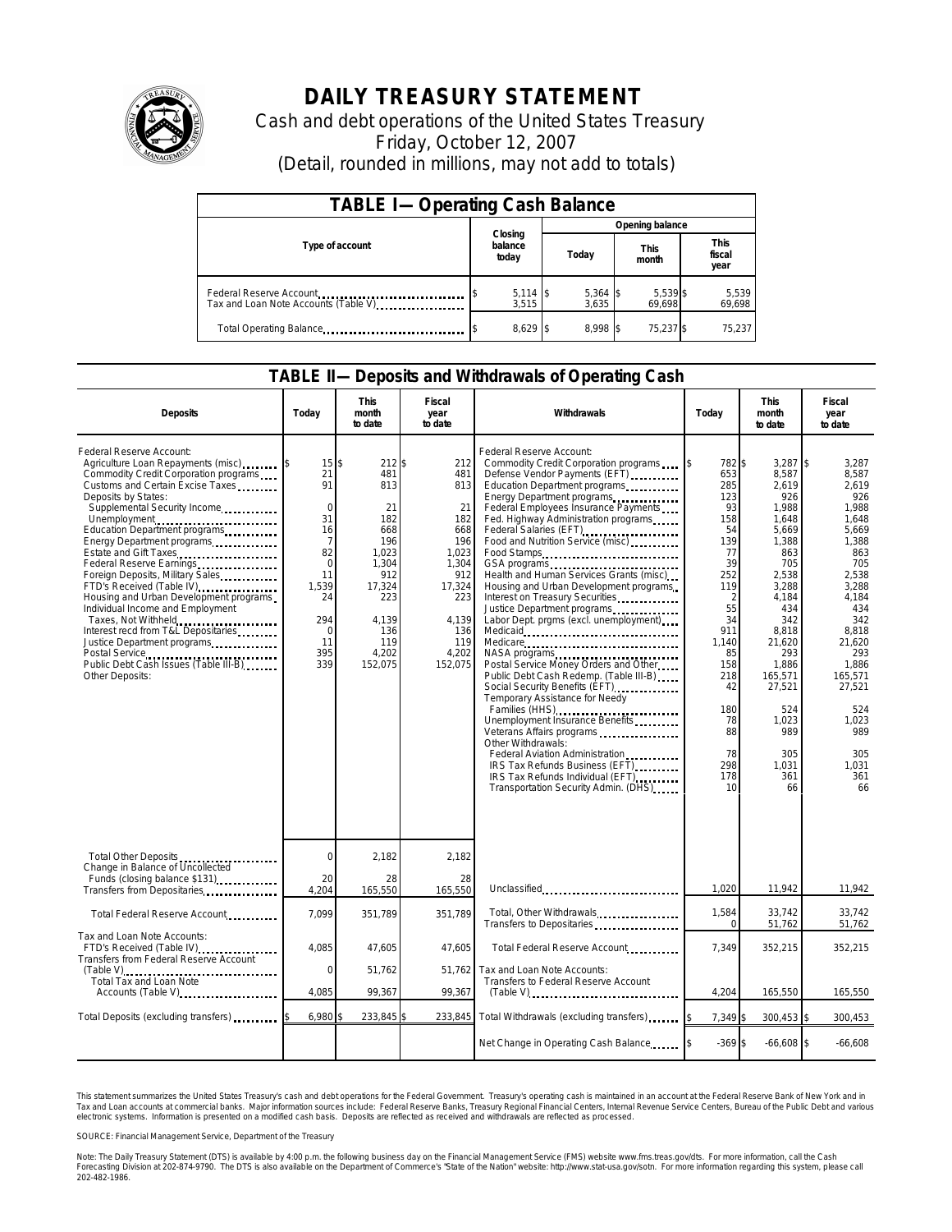# DAILY TREASURY STATEMENT

Cash and debt operations of the United States Treasury

Friday, October 12, 2007

(Detail, rounded in millions, may not add to totals)

## TABLE I— Operating Cash Balance

| Type of account | Closing balance today | Opening balance Today | This month | This fiscal year |
|---|---|---|---|---|
| Federal Reserve Account | $ 5,114 | $ 5,364 | $ 5,539 | $ 5,539 |
| Tax and Loan Note Accounts (Table V) | 3,515 | 3,635 | 69,698 | 69,698 |
| Total Operating Balance | $ 8,629 | $ 8,998 | $ 75,237 | $ 75,237 |

## TABLE II— Deposits and Withdrawals of Operating Cash

| Deposits | Today | This month to date | Fiscal year to date |
|---|---|---|---|
| Federal Reserve Account: | | | |
| Agriculture Loan Repayments (misc) | $ 15 | $ 212 | $ 212 |
| Commodity Credit Corporation programs | 21 | 481 | 481 |
| Customs and Certain Excise Taxes | 91 | 813 | 813 |
| Deposits by States: | | | |
| Supplemental Security Income | 0 | 21 | 21 |
| Unemployment | 31 | 182 | 182 |
| Education Department programs | 16 | 668 | 668 |
| Energy Department programs | 7 | 196 | 196 |
| Estate and Gift Taxes | 82 | 1,023 | 1,023 |
| Federal Reserve Earnings | 0 | 1,304 | 1,304 |
| Foreign Deposits, Military Sales | 11 | 912 | 912 |
| FTD's Received (Table IV) | 1,539 | 17,324 | 17,324 |
| Housing and Urban Development programs | 24 | 223 | 223 |
| Individual Income and Employment Taxes, Not Withheld | 294 | 4,139 | 4,139 |
| Interest recd from T&L Depositaries | 0 | 136 | 136 |
| Justice Department programs | 11 | 119 | 119 |
| Postal Service | 395 | 4,202 | 4,202 |
| Public Debt Cash Issues (Table III-B) | 339 | 152,075 | 152,075 |
| Other Deposits: | | | |
| Total Other Deposits | 0 | 2,182 | 2,182 |
| Change in Balance of Uncollected Funds (closing balance $131) | 20 | 28 | 28 |
| Transfers from Depositaries | 4,204 | 165,550 | 165,550 |
| Total Federal Reserve Account | 7,099 | 351,789 | 351,789 |
| Tax and Loan Note Accounts: | | | |
| FTD's Received (Table IV) | 4,085 | 47,605 | 47,605 |
| Transfers from Federal Reserve Account (Table V) | 0 | 51,762 | 51,762 |
| Total Tax and Loan Note Accounts (Table V) | 4,085 | 99,367 | 99,367 |
| Total Deposits (excluding transfers) | $ 6,980 | $ 233,845 | $ 233,845 |

| Withdrawals | Today | This month to date | Fiscal year to date |
|---|---|---|---|
| Federal Reserve Account: | | | |
| Commodity Credit Corporation programs | $ 782 | $ 3,287 | $ 3,287 |
| Defense Vendor Payments (EFT) | 653 | 8,587 | 8,587 |
| Education Department programs | 285 | 2,619 | 2,619 |
| Energy Department programs | 123 | 926 | 926 |
| Federal Employees Insurance Payments | 93 | 1,988 | 1,988 |
| Fed. Highway Administration programs | 158 | 1,648 | 1,648 |
| Federal Salaries (EFT) | 54 | 5,669 | 5,669 |
| Food and Nutrition Service (misc) | 139 | 1,388 | 1,388 |
| Food Stamps | 77 | 863 | 863 |
| GSA programs | 39 | 705 | 705 |
| Health and Human Services Grants (misc) | 252 | 2,538 | 2,538 |
| Housing and Urban Development programs | 119 | 3,288 | 3,288 |
| Interest on Treasury Securities | 2 | 4,184 | 4,184 |
| Justice Department programs | 55 | 434 | 434 |
| Labor Dept. prgms (excl. unemployment) | 34 | 342 | 342 |
| Medicaid | 911 | 8,818 | 8,818 |
| Medicare | 1,140 | 21,620 | 21,620 |
| NASA programs | 85 | 293 | 293 |
| Postal Service Money Orders and Other | 158 | 1,886 | 1,886 |
| Public Debt Cash Redemp. (Table III-B) | 218 | 165,571 | 165,571 |
| Social Security Benefits (EFT) | 42 | 27,521 | 27,521 |
| Temporary Assistance for Needy Families (HHS) | 180 | 524 | 524 |
| Unemployment Insurance Benefits | 78 | 1,023 | 1,023 |
| Veterans Affairs programs | 88 | 989 | 989 |
| Other Withdrawals: | | | |
| Federal Aviation Administration | 78 | 305 | 305 |
| IRS Tax Refunds Business (EFT) | 298 | 1,031 | 1,031 |
| IRS Tax Refunds Individual (EFT) | 178 | 361 | 361 |
| Transportation Security Admin. (DHS) | 10 | 66 | 66 |
| Unclassified | 1,020 | 11,942 | 11,942 |
| Total, Other Withdrawals | 1,584 | 33,742 | 33,742 |
| Transfers to Depositaries | 0 | 51,762 | 51,762 |
| Total Federal Reserve Account | 7,349 | 352,215 | 352,215 |
| Tax and Loan Note Accounts: | | | |
| Transfers to Federal Reserve Account (Table V) | 4,204 | 165,550 | 165,550 |
| Total Withdrawals (excluding transfers) | $ 7,349 | $ 300,453 | $ 300,453 |
| Net Change in Operating Cash Balance | $ -369 | $ -66,608 | $ -66,608 |

This statement summarizes the United States Treasury's cash and debt operations for the Federal Government. Treasury's operating cash is maintained in an account at the Federal Reserve Bank of New York and in Tax and Loan accounts at commercial banks. Major information sources include: Federal Reserve Banks, Treasury Regional Financial Centers, Internal Revenue Service Centers, Bureau of the Public Debt and various electronic systems. Information is presented on a modified cash basis. Deposits are reflected as received and withdrawals are reflected as processed.

SOURCE: Financial Management Service, Department of the Treasury

Note: The Daily Treasury Statement (DTS) is available by 4:00 p.m. the following business day on the Financial Management Service (FMS) website www.fms.treas.gov/dts. For more information, call the Cash Forecasting Division at 202-874-9790. The DTS is also available on the Department of Commerce's "State of the Nation" website: http://www.stat-usa.gov/sotn. For more information regarding this system, please call 202-482-1986.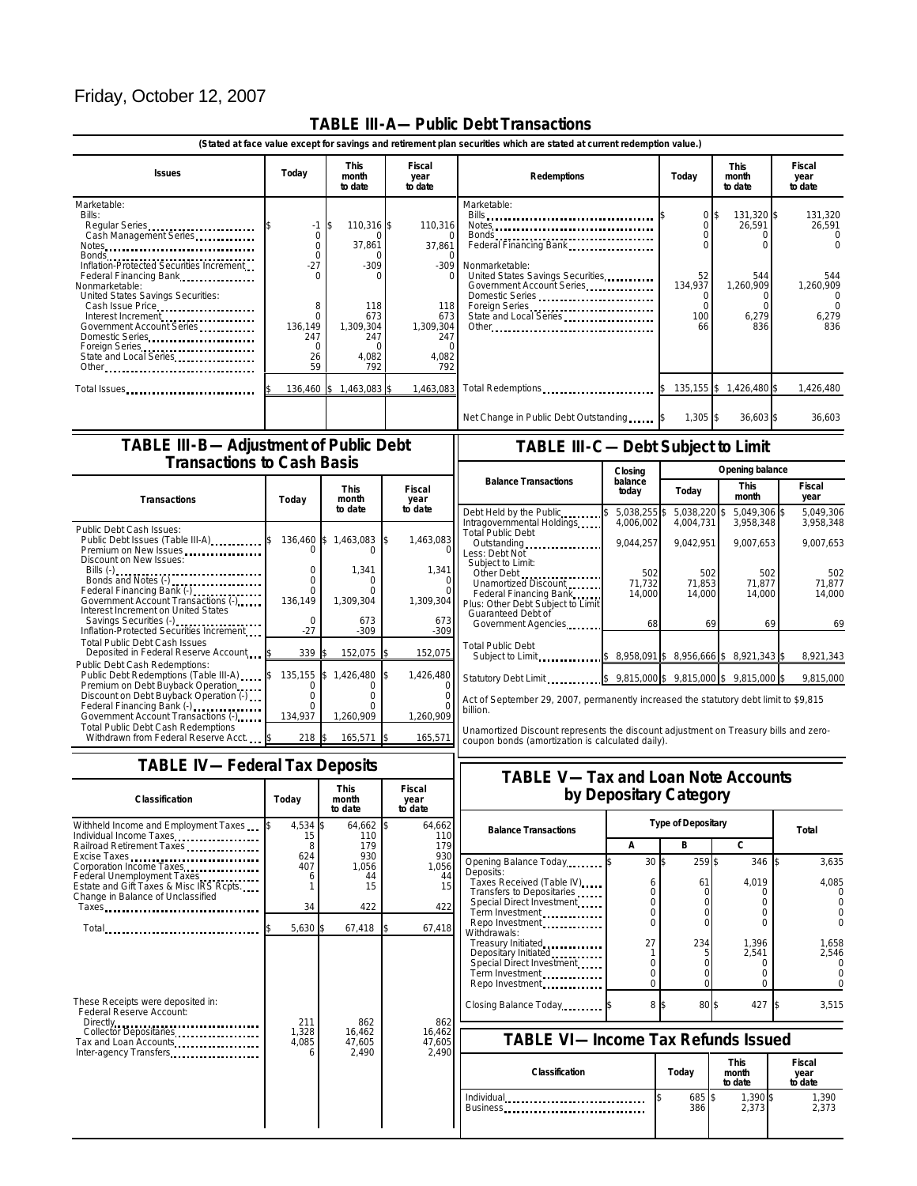Friday, October 12, 2007

## TABLE III-A— Public Debt Transactions

(Stated at face value except for savings and retirement plan securities which are stated at current redemption value.)

| Issues | Today | This month to date | Fiscal year to date |
|---|---|---|---|
| Marketable: | | | |
| Bills: | | | |
| Regular Series | $ -1 | $ 110,316 | $ 110,316 |
| Cash Management Series | 0 | 0 | 0 |
| Notes | 0 | 37,861 | 37,861 |
| Bonds | 0 | 0 | 0 |
| Inflation-Protected Securities Increment | -27 | -309 | -309 |
| Federal Financing Bank | 0 | 0 | 0 |
| Nonmarketable: | | | |
| United States Savings Securities: | | | |
| Cash Issue Price | 8 | 118 | 118 |
| Interest Increment | 0 | 673 | 673 |
| Government Account Series | 136,149 | 1,309,304 | 1,309,304 |
| Domestic Series | 247 | 247 | 247 |
| Foreign Series | 0 | 0 | 0 |
| State and Local Series | 26 | 4,082 | 4,082 |
| Other | 59 | 792 | 792 |
| Total Issues | $ 136,460 | $ 1,463,083 | $ 1,463,083 |

| Redemptions | Today | This month to date | Fiscal year to date |
|---|---|---|---|
| Marketable: | | | |
| Bills | $ 0 | $ 131,320 | $ 131,320 |
| Notes | 0 | 26,591 | 26,591 |
| Bonds | 0 | 0 | 0 |
| Federal Financing Bank | 0 | 0 | 0 |
| Nonmarketable: | | | |
| United States Savings Securities | 52 | 544 | 544 |
| Government Account Series | 134,937 | 1,260,909 | 1,260,909 |
| Domestic Series | 0 | 0 | 0 |
| Foreign Series | 0 | 0 | 0 |
| State and Local Series | 100 | 6,279 | 6,279 |
| Other | 66 | 836 | 836 |
| Total Redemptions | $ 135,155 | $ 1,426,480 | $ 1,426,480 |
| Net Change in Public Debt Outstanding | $ 1,305 | $ 36,603 | $ 36,603 |

## TABLE III-B— Adjustment of Public Debt Transactions to Cash Basis

| Transactions | Today | This month to date | Fiscal year to date |
|---|---|---|---|
| Public Debt Cash Issues: | | | |
| Public Debt Issues (Table III-A) | $ 136,460 | $ 1,463,083 | $ 1,463,083 |
| Premium on New Issues | 0 | 0 | 0 |
| Discount on New Issues: | | | |
| Bills (-) | 0 | 1,341 | 1,341 |
| Bonds and Notes (-) | 0 | 0 | 0 |
| Federal Financing Bank (-) | 0 | 0 | 0 |
| Government Account Transactions (-) | 136,149 | 1,309,304 | 1,309,304 |
| Interest Increment on United States Savings Securities (-) | 0 | 673 | 673 |
| Inflation-Protected Securities Increment | -27 | -309 | -309 |
| Total Public Debt Cash Issues Deposited in Federal Reserve Account | $ 339 | $ 152,075 | $ 152,075 |
| Public Debt Cash Redemptions: | | | |
| Public Debt Redemptions (Table III-A) | $ 135,155 | $ 1,426,480 | $ 1,426,480 |
| Premium on Debt Buyback Operation | 0 | 0 | 0 |
| Discount on Debt Buyback Operation (-) | 0 | 0 | 0 |
| Federal Financing Bank (-) | 0 | 0 | 0 |
| Government Account Transactions (-) | 134,937 | 1,260,909 | 1,260,909 |
| Total Public Debt Cash Redemptions Withdrawn from Federal Reserve Acct. | $ 218 | $ 165,571 | $ 165,571 |

## TABLE III-C— Debt Subject to Limit

| Balance Transactions | Closing balance today | Opening balance Today | Opening balance This month | Opening balance Fiscal year |
|---|---|---|---|---|
| Debt Held by the Public | $ 5,038,255 | $ 5,038,220 | $ 5,049,306 | $ 5,049,306 |
| Intragovernmental Holdings | 4,006,002 | 4,004,731 | 3,958,348 | 3,958,348 |
| Total Public Debt Outstanding | 9,044,257 | 9,042,951 | 9,007,653 | 9,007,653 |
| Less: Debt Not Subject to Limit: | | | | |
| Other Debt | 502 | 502 | 502 | 502 |
| Unamortized Discount | 71,732 | 71,853 | 71,877 | 71,877 |
| Federal Financing Bank | 14,000 | 14,000 | 14,000 | 14,000 |
| Plus: Other Debt Subject to Limit | | | | |
| Guaranteed Debt of Government Agencies | 68 | 69 | 69 | 69 |
| Total Public Debt Subject to Limit | $ 8,958,091 | $ 8,956,666 | $ 8,921,343 | $ 8,921,343 |
| Statutory Debt Limit | $ 9,815,000 | $ 9,815,000 | $ 9,815,000 | $ 9,815,000 |

Act of September 29, 2007, permanently increased the statutory debt limit to $9,815 billion.

Unamortized Discount represents the discount adjustment on Treasury bills and zero-coupon bonds (amortization is calculated daily).

## TABLE IV— Federal Tax Deposits

| Classification | Today | This month to date | Fiscal year to date |
|---|---|---|---|
| Withheld Income and Employment Taxes | $ 4,534 | $ 64,662 | $ 64,662 |
| Individual Income Taxes | 15 | 110 | 110 |
| Railroad Retirement Taxes | 8 | 179 | 179 |
| Excise Taxes | 624 | 930 | 930 |
| Corporation Income Taxes | 407 | 1,056 | 1,056 |
| Federal Unemployment Taxes | 6 | 44 | 44 |
| Estate and Gift Taxes & Misc IRS Rcpts. | 1 | 15 | 15 |
| Change in Balance of Unclassified Taxes | 34 | 422 | 422 |
| Total | $ 5,630 | $ 67,418 | $ 67,418 |
| These Receipts were deposited in: | | | |
| Federal Reserve Account: | | | |
| Directly | 211 | 862 | 862 |
| Collector Depositaries | 1,328 | 16,462 | 16,462 |
| Tax and Loan Accounts | 4,085 | 47,605 | 47,605 |
| Inter-agency Transfers | 6 | 2,490 | 2,490 |

## TABLE V— Tax and Loan Note Accounts by Depositary Category

| Balance Transactions | Type of Depositary A | Type of Depositary B | Type of Depositary C | Total |
|---|---|---|---|---|
| Opening Balance Today | $ 30 | $ 259 | $ 346 | $ 3,635 |
| Deposits: | | | | |
| Taxes Received (Table IV) | 6 | 61 | 4,019 | 4,085 |
| Transfers to Depositaries | 0 | 0 | 0 | 0 |
| Special Direct Investment | 0 | 0 | 0 | 0 |
| Term Investment | 0 | 0 | 0 | 0 |
| Repo Investment | 0 | 0 | 0 | 0 |
| Withdrawals: | | | | |
| Treasury Initiated | 27 | 234 | 1,396 | 1,658 |
| Depositary Initiated | 1 | 5 | 2,541 | 2,546 |
| Special Direct Investment | 0 | 0 | 0 | 0 |
| Term Investment | 0 | 0 | 0 | 0 |
| Repo Investment | 0 | 0 | 0 | 0 |
| Closing Balance Today | $ 8 | $ 80 | $ 427 | $ 3,515 |

## TABLE VI— Income Tax Refunds Issued

| Classification | Today | This month to date | Fiscal year to date |
|---|---|---|---|
| Individual | $ 685 | $ 1,390 | $ 1,390 |
| Business | 386 | 2,373 | 2,373 |